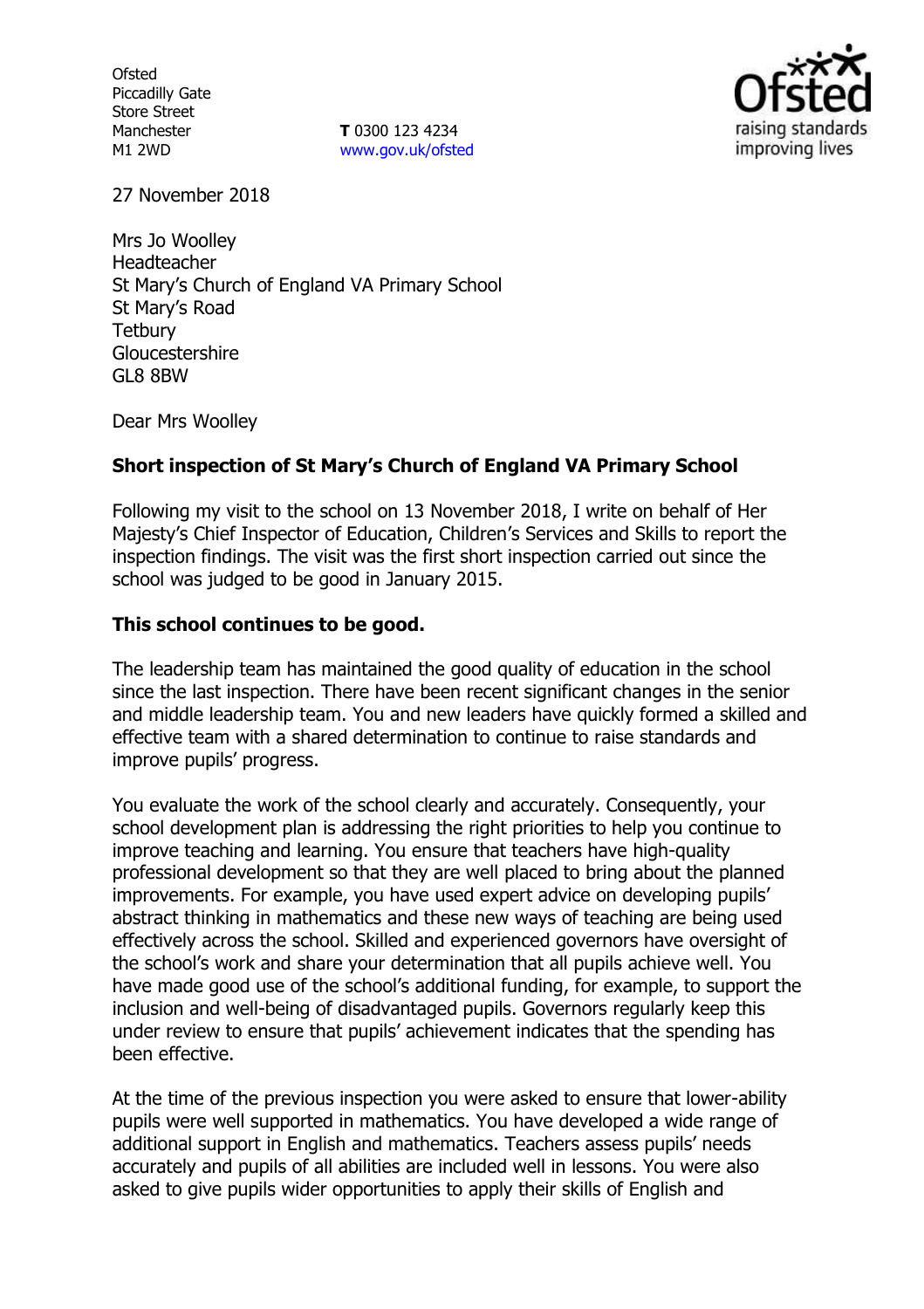Ofsted
Piccadilly Gate
Store Street
Manchester
M1 2WD

**T** 0300 123 4234
www.gov.uk/ofsted

27 November 2018

Mrs Jo Woolley
Headteacher
St Mary's Church of England VA Primary School
St Mary's Road
Tetbury
Gloucestershire
GL8 8BW

Dear Mrs Woolley

**Short inspection of St Mary's Church of England VA Primary School**

Following my visit to the school on 13 November 2018, I write on behalf of Her Majesty's Chief Inspector of Education, Children's Services and Skills to report the inspection findings. The visit was the first short inspection carried out since the school was judged to be good in January 2015.

**This school continues to be good.**

The leadership team has maintained the good quality of education in the school since the last inspection. There have been recent significant changes in the senior and middle leadership team. You and new leaders have quickly formed a skilled and effective team with a shared determination to continue to raise standards and improve pupils' progress.

You evaluate the work of the school clearly and accurately. Consequently, your school development plan is addressing the right priorities to help you continue to improve teaching and learning. You ensure that teachers have high-quality professional development so that they are well placed to bring about the planned improvements. For example, you have used expert advice on developing pupils' abstract thinking in mathematics and these new ways of teaching are being used effectively across the school. Skilled and experienced governors have oversight of the school's work and share your determination that all pupils achieve well. You have made good use of the school's additional funding, for example, to support the inclusion and well-being of disadvantaged pupils. Governors regularly keep this under review to ensure that pupils' achievement indicates that the spending has been effective.

At the time of the previous inspection you were asked to ensure that lower-ability pupils were well supported in mathematics. You have developed a wide range of additional support in English and mathematics. Teachers assess pupils' needs accurately and pupils of all abilities are included well in lessons. You were also asked to give pupils wider opportunities to apply their skills of English and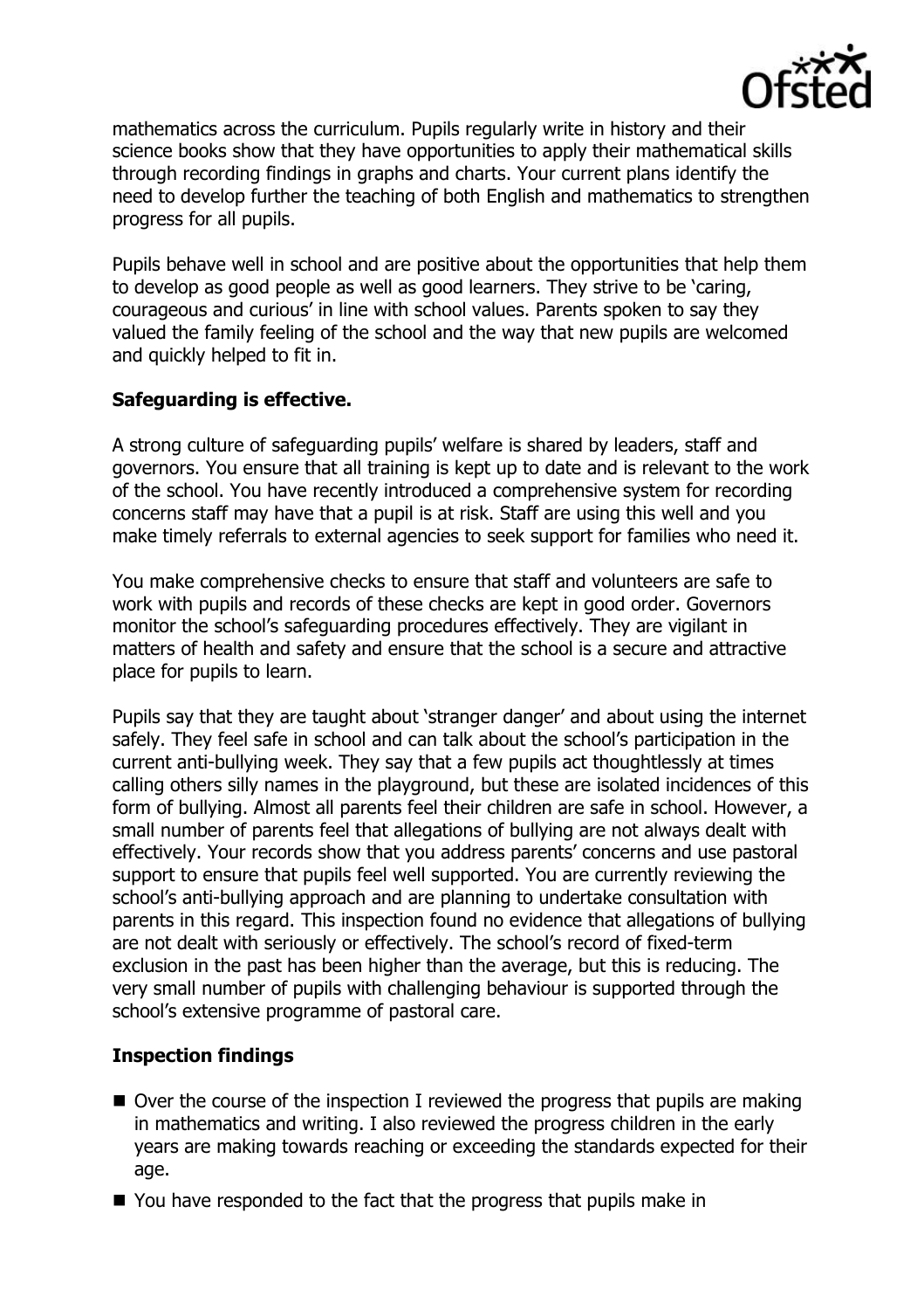mathematics across the curriculum. Pupils regularly write in history and their science books show that they have opportunities to apply their mathematical skills through recording findings in graphs and charts. Your current plans identify the need to develop further the teaching of both English and mathematics to strengthen progress for all pupils.

Pupils behave well in school and are positive about the opportunities that help them to develop as good people as well as good learners. They strive to be 'caring, courageous and curious' in line with school values. Parents spoken to say they valued the family feeling of the school and the way that new pupils are welcomed and quickly helped to fit in.

**Safeguarding is effective.**

A strong culture of safeguarding pupils' welfare is shared by leaders, staff and governors. You ensure that all training is kept up to date and is relevant to the work of the school. You have recently introduced a comprehensive system for recording concerns staff may have that a pupil is at risk. Staff are using this well and you make timely referrals to external agencies to seek support for families who need it.

You make comprehensive checks to ensure that staff and volunteers are safe to work with pupils and records of these checks are kept in good order. Governors monitor the school's safeguarding procedures effectively. They are vigilant in matters of health and safety and ensure that the school is a secure and attractive place for pupils to learn.

Pupils say that they are taught about 'stranger danger' and about using the internet safely. They feel safe in school and can talk about the school's participation in the current anti-bullying week. They say that a few pupils act thoughtlessly at times calling others silly names in the playground, but these are isolated incidences of this form of bullying. Almost all parents feel their children are safe in school. However, a small number of parents feel that allegations of bullying are not always dealt with effectively. Your records show that you address parents' concerns and use pastoral support to ensure that pupils feel well supported. You are currently reviewing the school's anti-bullying approach and are planning to undertake consultation with parents in this regard. This inspection found no evidence that allegations of bullying are not dealt with seriously or effectively. The school's record of fixed-term exclusion in the past has been higher than the average, but this is reducing. The very small number of pupils with challenging behaviour is supported through the school's extensive programme of pastoral care.

**Inspection findings**

- Over the course of the inspection I reviewed the progress that pupils are making in mathematics and writing. I also reviewed the progress children in the early years are making towards reaching or exceeding the standards expected for their age.
- You have responded to the fact that the progress that pupils make in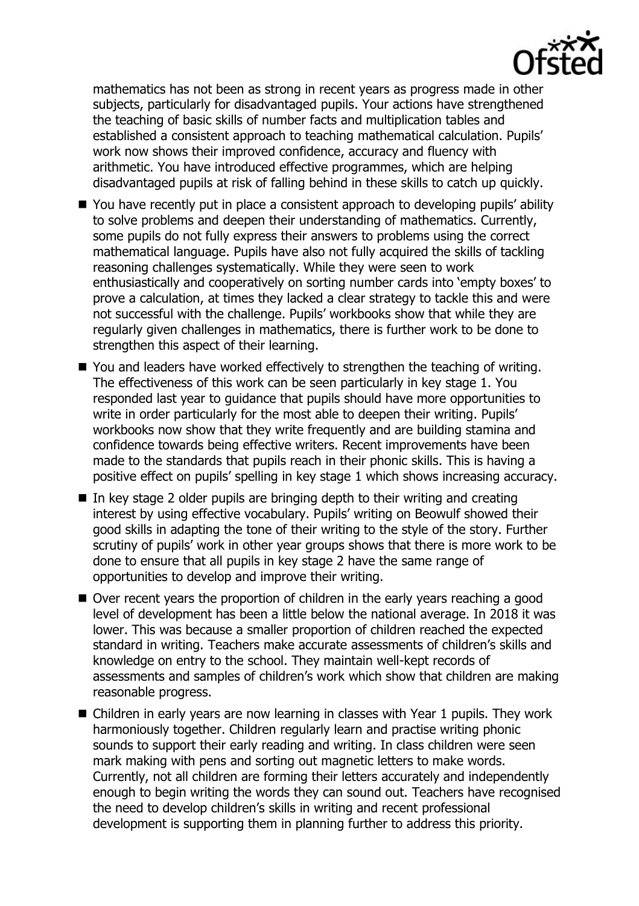mathematics has not been as strong in recent years as progress made in other subjects, particularly for disadvantaged pupils. Your actions have strengthened the teaching of basic skills of number facts and multiplication tables and established a consistent approach to teaching mathematical calculation. Pupils' work now shows their improved confidence, accuracy and fluency with arithmetic. You have introduced effective programmes, which are helping disadvantaged pupils at risk of falling behind in these skills to catch up quickly.

- You have recently put in place a consistent approach to developing pupils' ability to solve problems and deepen their understanding of mathematics. Currently, some pupils do not fully express their answers to problems using the correct mathematical language. Pupils have also not fully acquired the skills of tackling reasoning challenges systematically. While they were seen to work enthusiastically and cooperatively on sorting number cards into 'empty boxes' to prove a calculation, at times they lacked a clear strategy to tackle this and were not successful with the challenge. Pupils' workbooks show that while they are regularly given challenges in mathematics, there is further work to be done to strengthen this aspect of their learning.
- You and leaders have worked effectively to strengthen the teaching of writing. The effectiveness of this work can be seen particularly in key stage 1. You responded last year to guidance that pupils should have more opportunities to write in order particularly for the most able to deepen their writing. Pupils' workbooks now show that they write frequently and are building stamina and confidence towards being effective writers. Recent improvements have been made to the standards that pupils reach in their phonic skills. This is having a positive effect on pupils' spelling in key stage 1 which shows increasing accuracy.
- In key stage 2 older pupils are bringing depth to their writing and creating interest by using effective vocabulary. Pupils' writing on Beowulf showed their good skills in adapting the tone of their writing to the style of the story. Further scrutiny of pupils' work in other year groups shows that there is more work to be done to ensure that all pupils in key stage 2 have the same range of opportunities to develop and improve their writing.
- Over recent years the proportion of children in the early years reaching a good level of development has been a little below the national average. In 2018 it was lower. This was because a smaller proportion of children reached the expected standard in writing. Teachers make accurate assessments of children's skills and knowledge on entry to the school. They maintain well-kept records of assessments and samples of children's work which show that children are making reasonable progress.
- Children in early years are now learning in classes with Year 1 pupils. They work harmoniously together. Children regularly learn and practise writing phonic sounds to support their early reading and writing. In class children were seen mark making with pens and sorting out magnetic letters to make words. Currently, not all children are forming their letters accurately and independently enough to begin writing the words they can sound out. Teachers have recognised the need to develop children's skills in writing and recent professional development is supporting them in planning further to address this priority.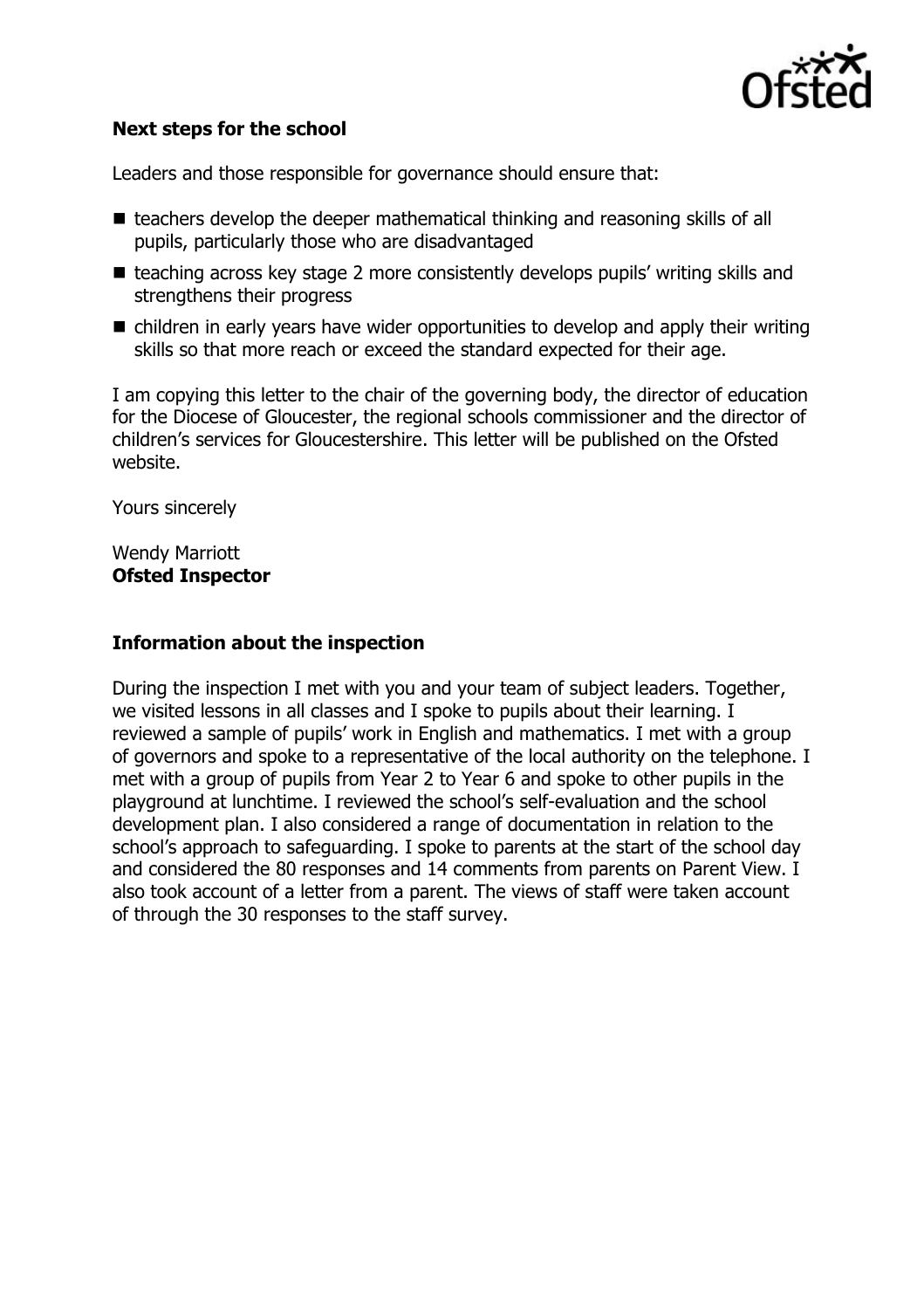**Next steps for the school**

Leaders and those responsible for governance should ensure that:

- teachers develop the deeper mathematical thinking and reasoning skills of all pupils, particularly those who are disadvantaged
- teaching across key stage 2 more consistently develops pupils' writing skills and strengthens their progress
- children in early years have wider opportunities to develop and apply their writing skills so that more reach or exceed the standard expected for their age.

I am copying this letter to the chair of the governing body, the director of education for the Diocese of Gloucester, the regional schools commissioner and the director of children's services for Gloucestershire. This letter will be published on the Ofsted website.

Yours sincerely

Wendy Marriott
**Ofsted Inspector**

## Information about the inspection

During the inspection I met with you and your team of subject leaders. Together, we visited lessons in all classes and I spoke to pupils about their learning. I reviewed a sample of pupils' work in English and mathematics. I met with a group of governors and spoke to a representative of the local authority on the telephone. I met with a group of pupils from Year 2 to Year 6 and spoke to other pupils in the playground at lunchtime. I reviewed the school's self-evaluation and the school development plan. I also considered a range of documentation in relation to the school's approach to safeguarding. I spoke to parents at the start of the school day and considered the 80 responses and 14 comments from parents on Parent View. I also took account of a letter from a parent. The views of staff were taken account of through the 30 responses to the staff survey.